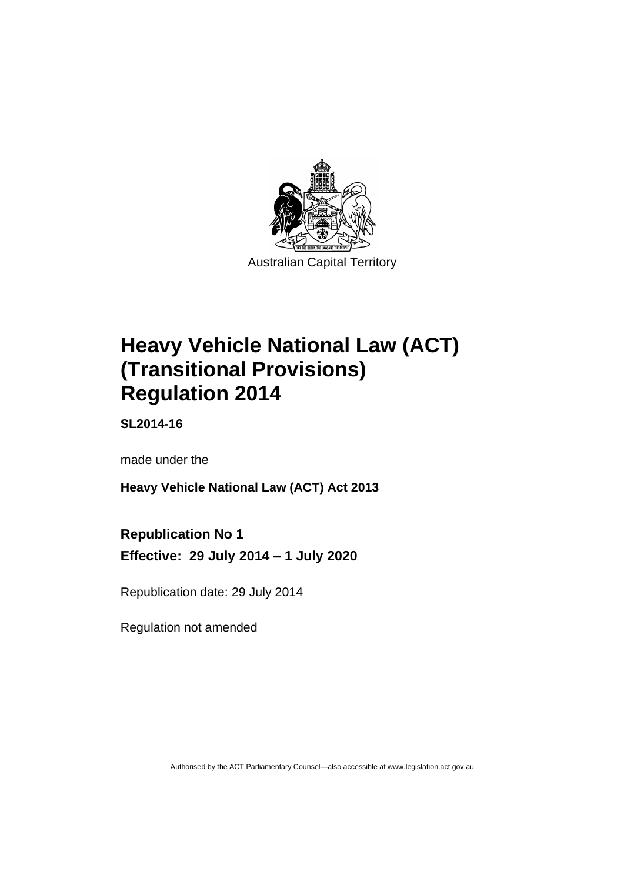Australian Capital Territory

# Heavy Vehicle National Law (ACT) (Transitional Provisions) Regulation 2014

**SL2014-16**

made under the

**Heavy Vehicle National Law (ACT) Act 2013**

**Republication No 1**

**Effective: 29 July 2014 – 1 July 2020**

Republication date: 29 July 2014

Regulation not amended

Authorised by the ACT Parliamentary Counsel—also accessible at www.legislation.act.gov.au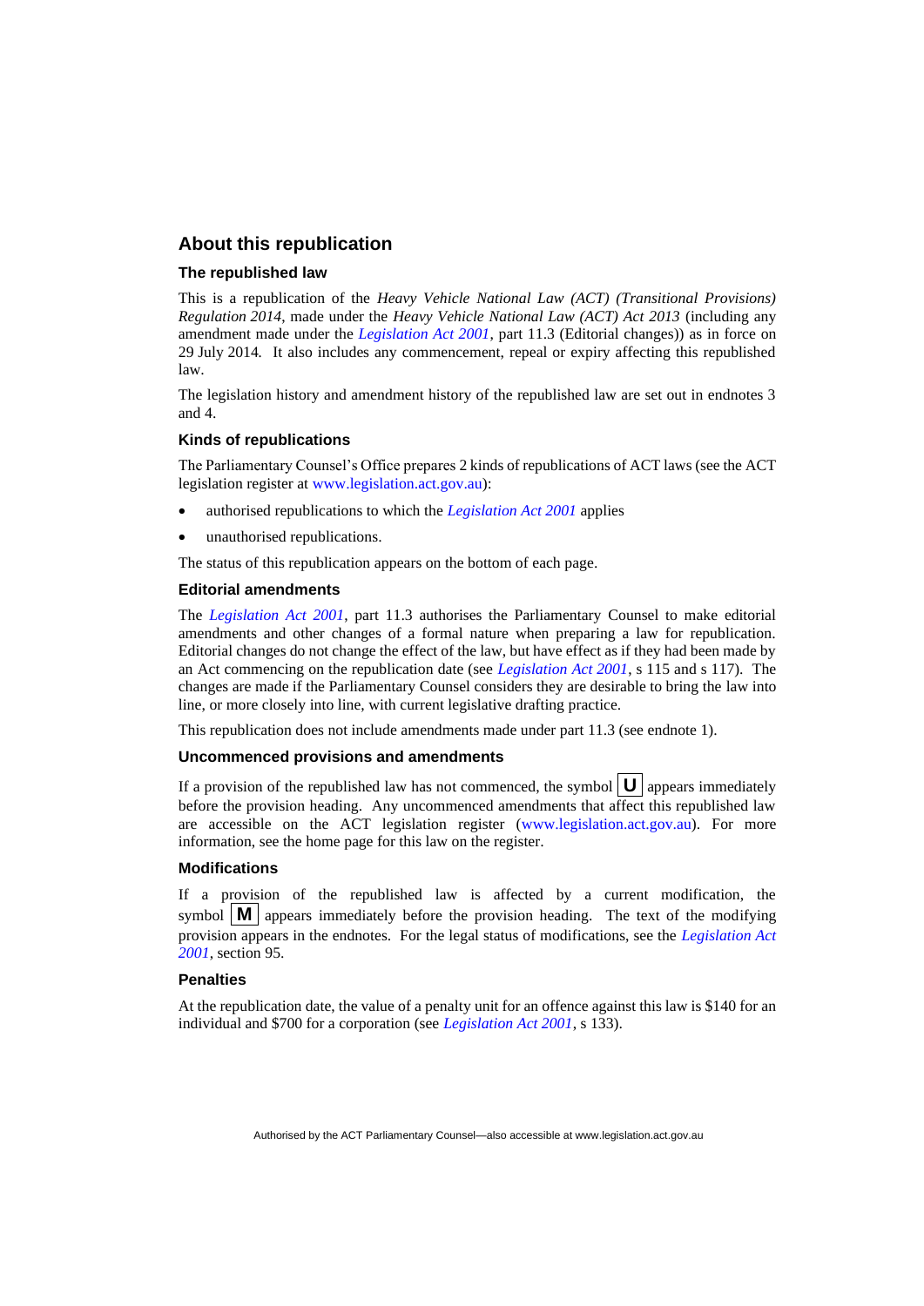## About this republication

### The republished law

This is a republication of the *Heavy Vehicle National Law (ACT) (Transitional Provisions) Regulation 2014*, made under the *Heavy Vehicle National Law (ACT) Act 2013* (including any amendment made under the *Legislation Act 2001*, part 11.3 (Editorial changes)) as in force on 29 July 2014. It also includes any commencement, repeal or expiry affecting this republished law.

The legislation history and amendment history of the republished law are set out in endnotes 3 and 4.

### Kinds of republications

The Parliamentary Counsel's Office prepares 2 kinds of republications of ACT laws (see the ACT legislation register at www.legislation.act.gov.au):

- authorised republications to which the *Legislation Act 2001* applies
- unauthorised republications.

The status of this republication appears on the bottom of each page.

### Editorial amendments

The *Legislation Act 2001*, part 11.3 authorises the Parliamentary Counsel to make editorial amendments and other changes of a formal nature when preparing a law for republication. Editorial changes do not change the effect of the law, but have effect as if they had been made by an Act commencing on the republication date (see *Legislation Act 2001*, s 115 and s 117). The changes are made if the Parliamentary Counsel considers they are desirable to bring the law into line, or more closely into line, with current legislative drafting practice.

This republication does not include amendments made under part 11.3 (see endnote 1).

### Uncommenced provisions and amendments

If a provision of the republished law has not commenced, the symbol **U** appears immediately before the provision heading. Any uncommenced amendments that affect this republished law are accessible on the ACT legislation register (www.legislation.act.gov.au). For more information, see the home page for this law on the register.

### Modifications

If a provision of the republished law is affected by a current modification, the symbol **M** appears immediately before the provision heading. The text of the modifying provision appears in the endnotes. For the legal status of modifications, see the *Legislation Act 2001*, section 95.

### Penalties

At the republication date, the value of a penalty unit for an offence against this law is $140 for an individual and $700 for a corporation (see *Legislation Act 2001*, s 133).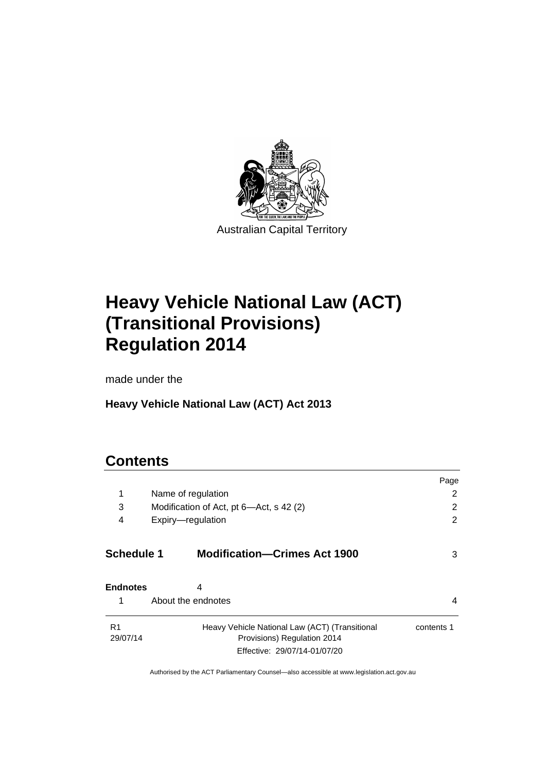Australian Capital Territory

# Heavy Vehicle National Law (ACT) (Transitional Provisions) Regulation 2014

made under the

**Heavy Vehicle National Law (ACT) Act 2013**

## Contents

| | | Page |
|---|---|---|
| 1 | Name of regulation | 2 |
| 3 | Modification of Act, pt 6—Act, s 42 (2) | 2 |
| 4 | Expiry—regulation | 2 |
| **Schedule 1** | **Modification—Crimes Act 1900** | 3 |
| **Endnotes** | 4 | |
| 1 | About the endnotes | 4 |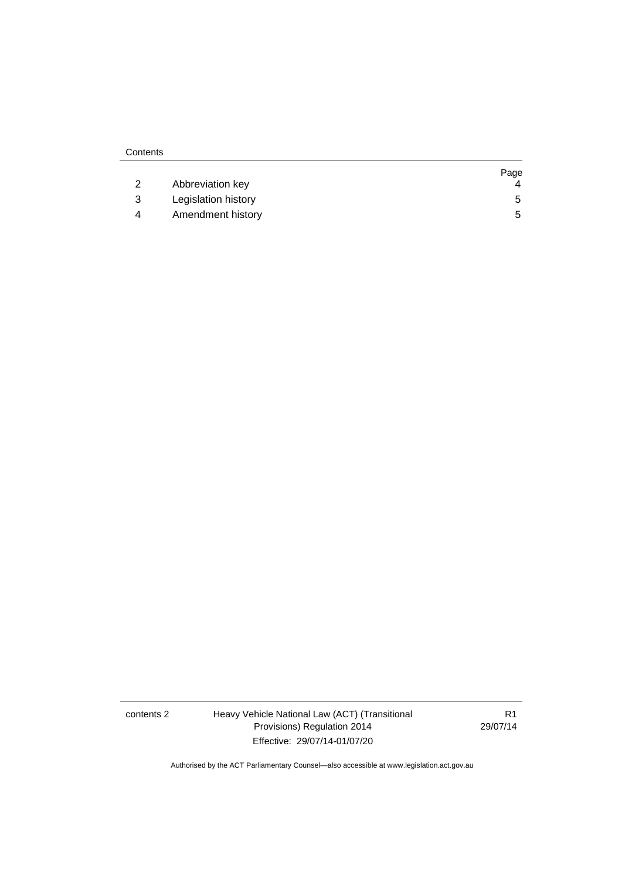Contents

| | | Page |
|---|---|---|
| 2 | Abbreviation key | 4 |
| 3 | Legislation history | 5 |
| 4 | Amendment history | 5 |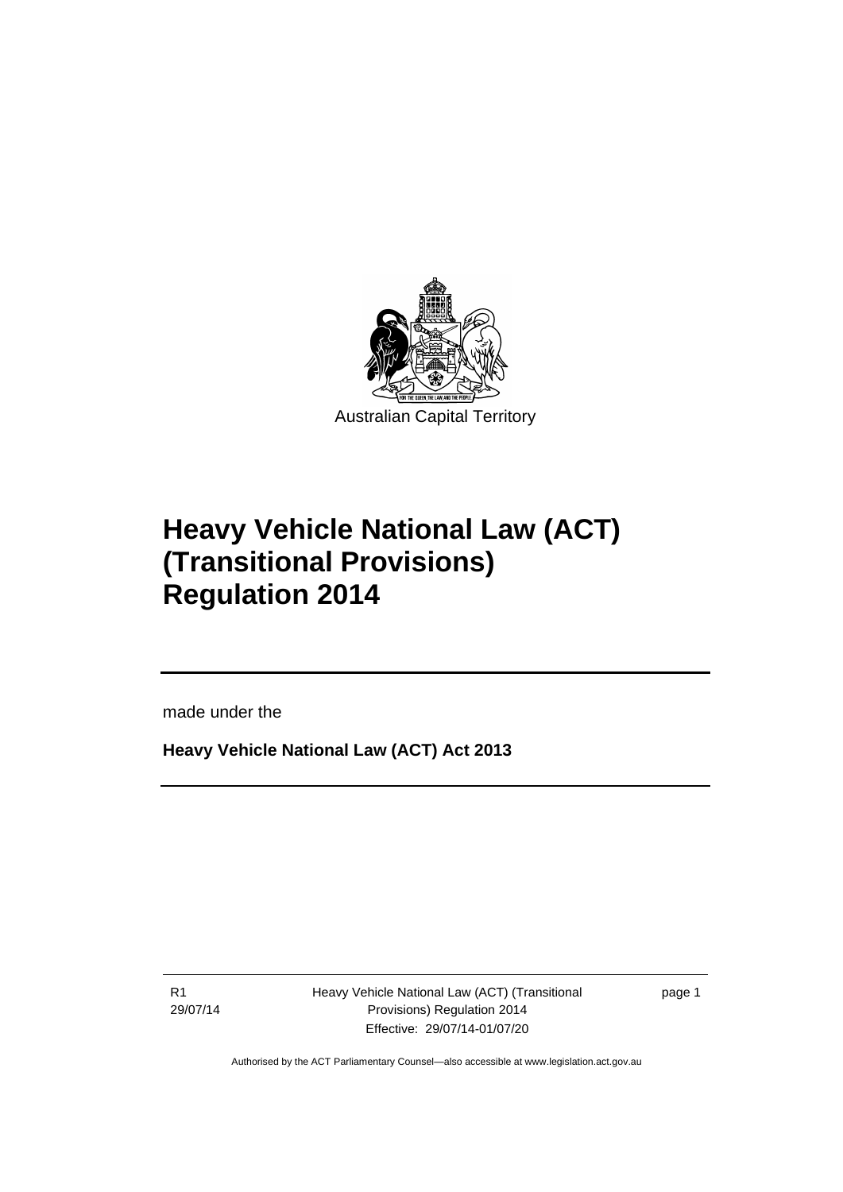Australian Capital Territory

# Heavy Vehicle National Law (ACT) (Transitional Provisions) Regulation 2014

made under the

**Heavy Vehicle National Law (ACT) Act 2013**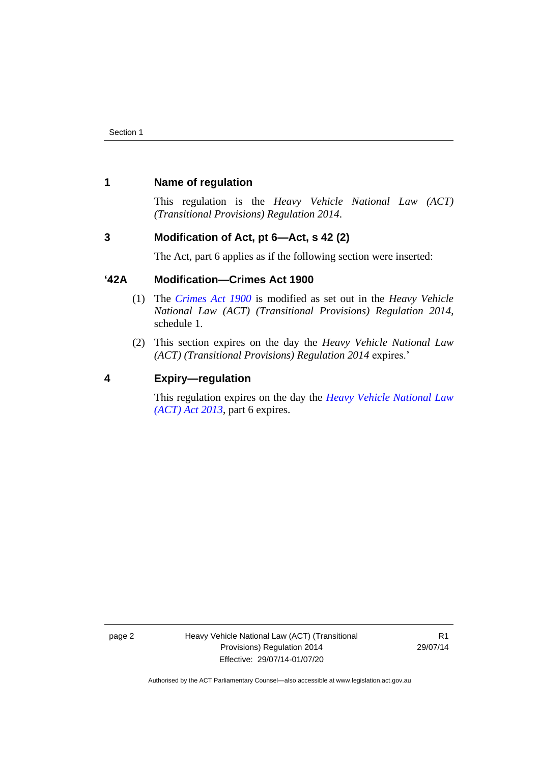## 1 Name of regulation

This regulation is the *Heavy Vehicle National Law (ACT) (Transitional Provisions) Regulation 2014*.

## 3 Modification of Act, pt 6—Act, s 42 (2)

The Act, part 6 applies as if the following section were inserted:

### ‘42A Modification—Crimes Act 1900

(1) The *Crimes Act 1900* is modified as set out in the *Heavy Vehicle National Law (ACT) (Transitional Provisions) Regulation 2014*, schedule 1.

(2) This section expires on the day the *Heavy Vehicle National Law (ACT) (Transitional Provisions) Regulation 2014* expires.’

## 4 Expiry—regulation

This regulation expires on the day the *Heavy Vehicle National Law (ACT) Act 2013*, part 6 expires.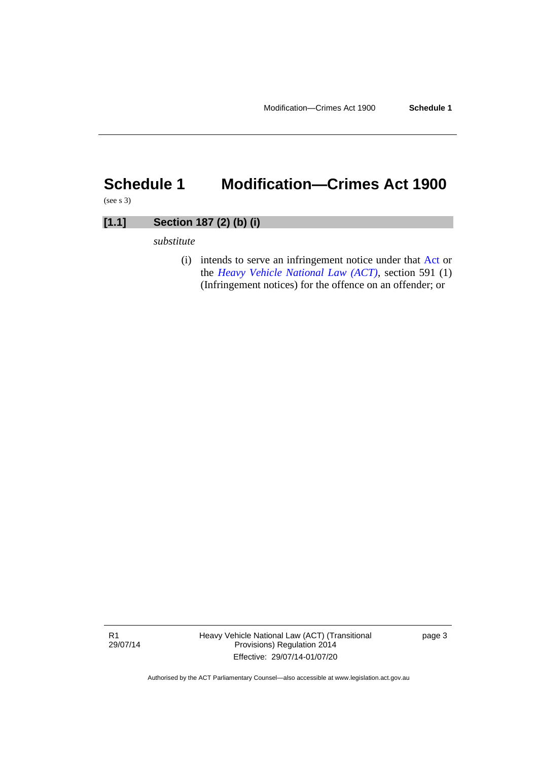# Schedule 1 Modification—Crimes Act 1900

(see s 3)

## [1.1] Section 187 (2) (b) (i)

*substitute*

(i) intends to serve an infringement notice under that Act or the *Heavy Vehicle National Law (ACT)*, section 591 (1) (Infringement notices) for the offence on an offender; or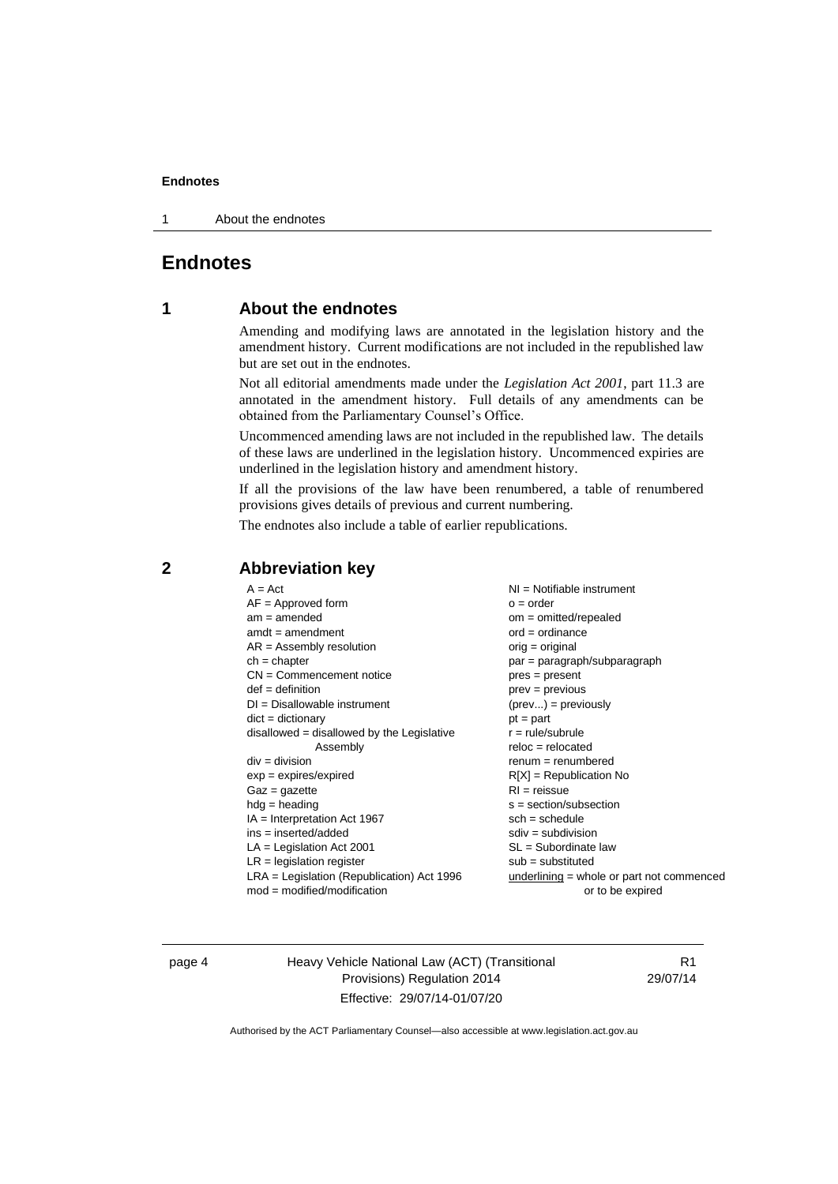# Endnotes

## 1 About the endnotes

Amending and modifying laws are annotated in the legislation history and the amendment history. Current modifications are not included in the republished law but are set out in the endnotes.

Not all editorial amendments made under the *Legislation Act 2001*, part 11.3 are annotated in the amendment history. Full details of any amendments can be obtained from the Parliamentary Counsel's Office.

Uncommenced amending laws are not included in the republished law. The details of these laws are underlined in the legislation history. Uncommenced expiries are underlined in the legislation history and amendment history.

If all the provisions of the law have been renumbered, a table of renumbered provisions gives details of previous and current numbering.

The endnotes also include a table of earlier republications.

## 2 Abbreviation key

A = Act
AF = Approved form
am = amended
amdt = amendment
AR = Assembly resolution
ch = chapter
CN = Commencement notice
def = definition
DI = Disallowable instrument
dict = dictionary
disallowed = disallowed by the Legislative Assembly
div = division
exp = expires/expired
Gaz = gazette
hdg = heading
IA = Interpretation Act 1967
ins = inserted/added
LA = Legislation Act 2001
LR = legislation register
LRA = Legislation (Republication) Act 1996
mod = modified/modification
NI = Notifiable instrument
o = order
om = omitted/repealed
ord = ordinance
orig = original
par = paragraph/subparagraph
pres = present
prev = previous
(prev...) = previously
pt = part
r = rule/subrule
reloc = relocated
renum = renumbered
R[X] = Republication No
RI = reissue
s = section/subsection
sch = schedule
sdiv = subdivision
SL = Subordinate law
sub = substituted
underlining = whole or part not commenced or to be expired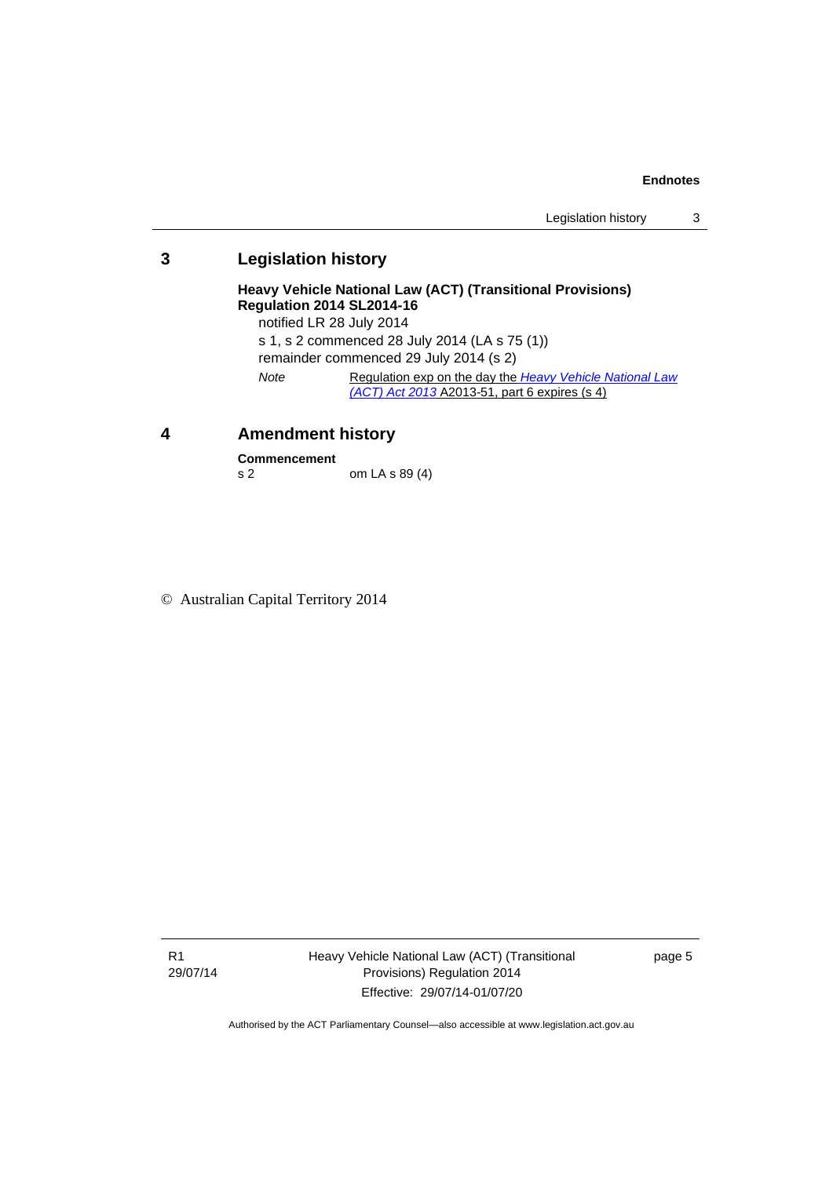## 3 Legislation history

**Heavy Vehicle National Law (ACT) (Transitional Provisions) Regulation 2014 SL2014-16**

notified LR 28 July 2014

s 1, s 2 commenced 28 July 2014 (LA s 75 (1))

remainder commenced 29 July 2014 (s 2)

*Note* Regulation exp on the day the *Heavy Vehicle National Law (ACT) Act 2013* A2013-51, part 6 expires (s 4)

## 4 Amendment history

**Commencement**

s 2 om LA s 89 (4)

© Australian Capital Territory 2014